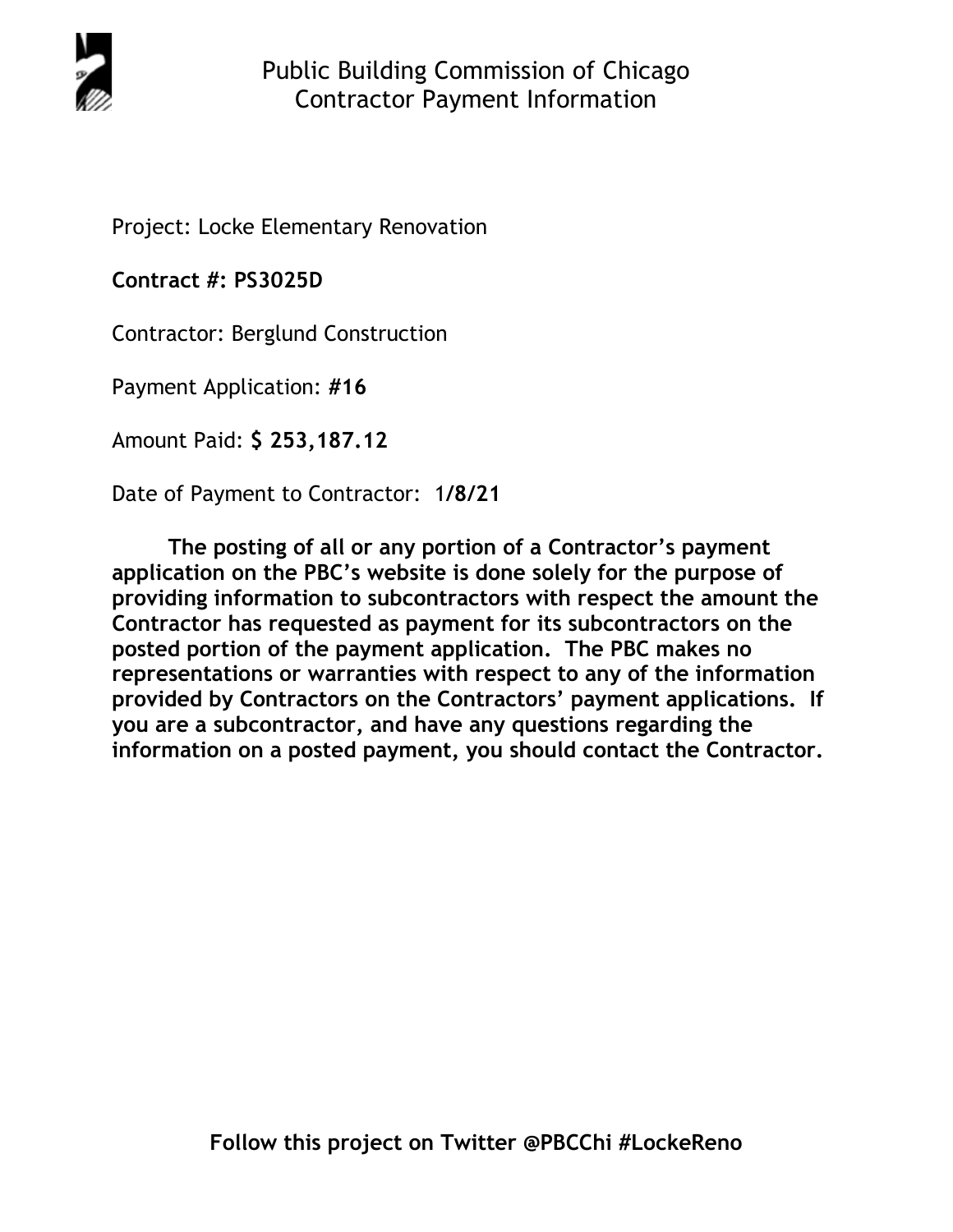# Public Building Commission of Chicago
## Contractor Payment Information

Project: Locke Elementary Renovation

**Contract #: PS3025D**

Contractor: Berglund Construction

Payment Application: **#16**

Amount Paid: **$ 253,187.12**

Date of Payment to Contractor: 1**/8/21**

**The posting of all or any portion of a Contractor's payment application on the PBC's website is done solely for the purpose of providing information to subcontractors with respect the amount the Contractor has requested as payment for its subcontractors on the posted portion of the payment application. The PBC makes no representations or warranties with respect to any of the information provided by Contractors on the Contractors' payment applications. If you are a subcontractor, and have any questions regarding the information on a posted payment, you should contact the Contractor.**

**Follow this project on Twitter @PBCChi #LockeReno**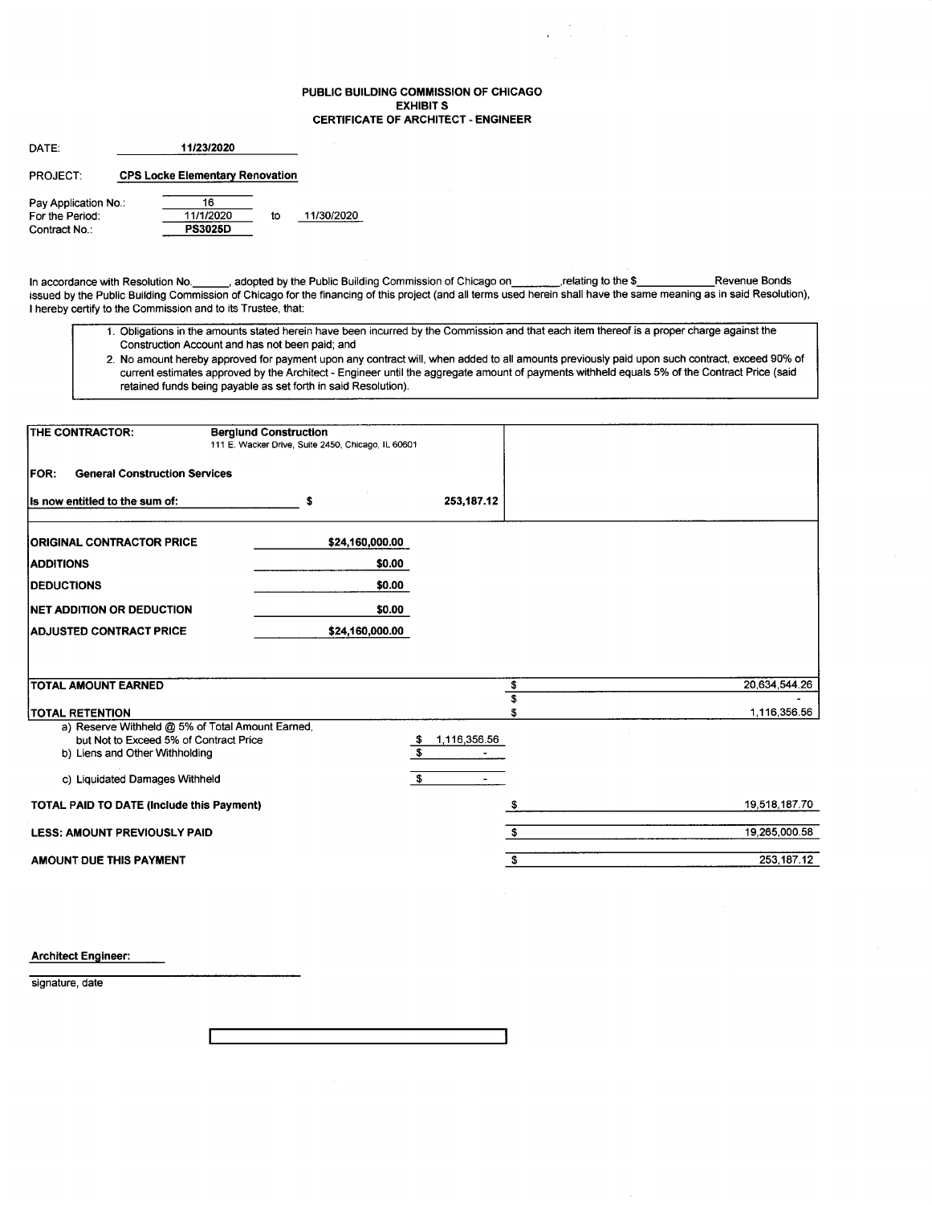**PUBLIC BUILDING COMMISSION OF CHICAGO**
**EXHIBIT S**
**CERTIFICATE OF ARCHITECT - ENGINEER**

DATE: **11/23/2020**

PROJECT: **CPS Locke Elementary Renovation**

Pay Application No.: 16
For the Period: 11/1/2020 to 11/30/2020
Contract No.: **PS3025D**

In accordance with Resolution No.______, adopted by the Public Building Commission of Chicago on________,relating to the $____________Revenue Bonds issued by the Public Building Commission of Chicago for the financing of this project (and all terms used herein shall have the same meaning as in said Resolution), I hereby certify to the Commission and to its Trustee, that:

1. Obligations in the amounts stated herein have been incurred by the Commission and that each item thereof is a proper charge against the Construction Account and has not been paid; and
2. No amount hereby approved for payment upon any contract will, when added to all amounts previously paid upon such contract, exceed 90% of current estimates approved by the Architect - Engineer until the aggregate amount of payments withheld equals 5% of the Contract Price (said retained funds being payable as set forth in said Resolution).

**THE CONTRACTOR:** **Berglund Construction**
111 E. Wacker Drive, Suite 2450, Chicago, IL 60601

**FOR: General Construction Services**

**Is now entitled to the sum of:** $ 253,187.12

| | | | |
|---|---|---|---|
| **ORIGINAL CONTRACTOR PRICE** | $24,160,000.00 | | |
| **ADDITIONS** | $0.00 | | |
| **DEDUCTIONS** | $0.00 | | |
| **NET ADDITION OR DEDUCTION** | $0.00 | | |
| **ADJUSTED CONTRACT PRICE** | $24,160,000.00 | | |
| **TOTAL AMOUNT EARNED** | | | $ 20,634,544.26 |
| | | | $ - |
| **TOTAL RETENTION** | | | $ 1,116,356.56 |
| a) Reserve Withheld @ 5% of Total Amount Earned, but Not to Exceed 5% of Contract Price | | $ 1,116,356.56 | |
| b) Liens and Other Withholding | | $ - | |
| c) Liquidated Damages Withheld | | $ - | |
| **TOTAL PAID TO DATE (Include this Payment)** | | | $ 19,518,187.70 |
| **LESS: AMOUNT PREVIOUSLY PAID** | | | $ 19,265,000.58 |
| **AMOUNT DUE THIS PAYMENT** | | | $ 253,187.12 |

**Architect Engineer:**

______________________________
signature, date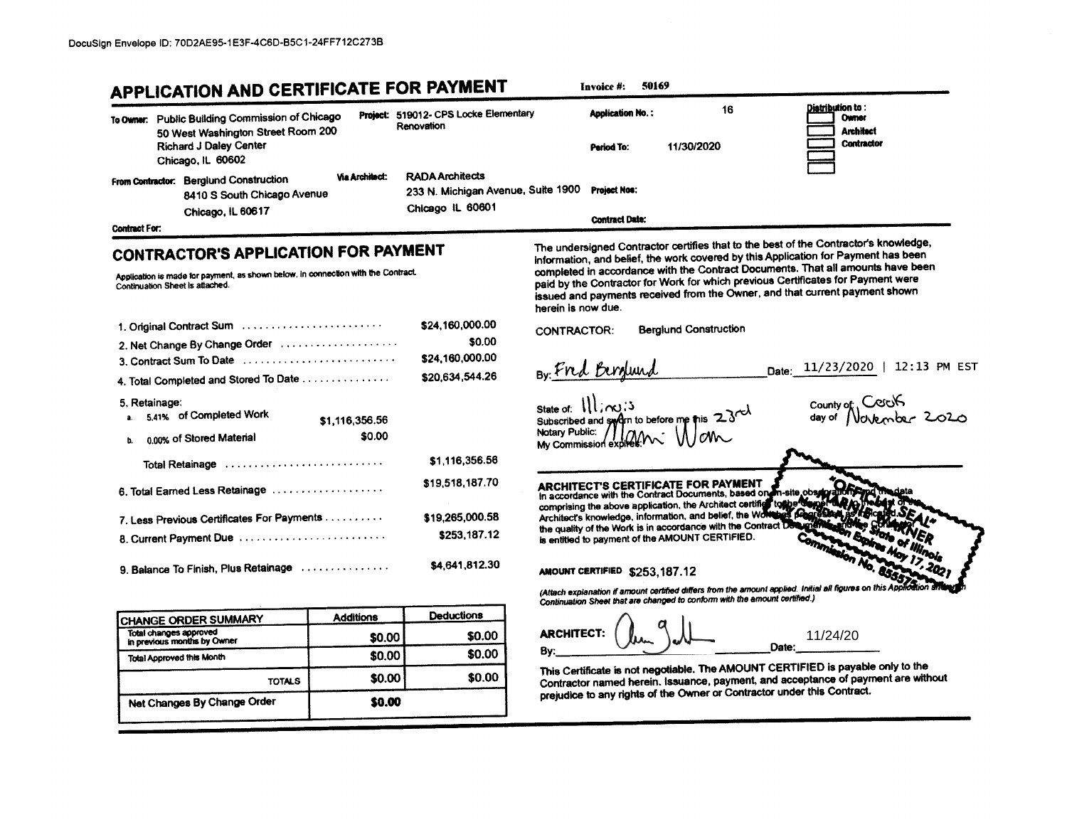DocuSign Envelope ID: 70D2AE95-1E3F-4C6D-B5C1-24FF712C273B

# APPLICATION AND CERTIFICATE FOR PAYMENT

**Invoice #:** 50169

**To Owner:** Public Building Commission of Chicago
50 West Washington Street Room 200
Richard J Daley Center
Chicago, IL 60602

**Project:** 519012- CPS Locke Elementary Renovation

**Application No.:** 16

**Period To:** 11/30/2020

**Distribution to:**
- Owner
- Architect
- Contractor

**From Contractor:** Berglund Construction
8410 S South Chicago Avenue
Chicago, IL 60617

**Via Architect:** RADA Architects
233 N. Michigan Avenue, Suite 1900
Chicago IL 60601

**Project Nos:**

**Contract Date:**

**Contract For:**

## CONTRACTOR'S APPLICATION FOR PAYMENT

Application is made for payment, as shown below, in connection with the Contract. Continuation Sheet is attached.

| | | |
|---|---|---|
| 1. Original Contract Sum | | $24,160,000.00 |
| 2. Net Change By Change Order | | $0.00 |
| 3. Contract Sum To Date | | $24,160,000.00 |
| 4. Total Completed and Stored To Date | | $20,634,544.26 |
| 5. Retainage: | | |
| a. 5.41% of Completed Work | $1,116,356.56 | |
| b. 0.00% of Stored Material | $0.00 | |
| Total Retainage | | $1,116,356.56 |
| 6. Total Earned Less Retainage | | $19,518,187.70 |
| 7. Less Previous Certificates For Payments | | $19,265,000.58 |
| 8. Current Payment Due | | $253,187.12 |
| 9. Balance To Finish, Plus Retainage | | $4,641,812.30 |

| CHANGE ORDER SUMMARY | Additions | Deductions |
|---|---|---|
| Total changes approved in previous months by Owner | $0.00 | $0.00 |
| Total Approved this Month | $0.00 | $0.00 |
| TOTALS | $0.00 | $0.00 |
| Net Changes By Change Order | $0.00 | |

The undersigned Contractor certifies that to the best of the Contractor's knowledge, information, and belief, the work covered by this Application for Payment has been completed in accordance with the Contract Documents. That all amounts have been paid by the Contractor for Work for which previous Certificates for Payment were issued and payments received from the Owner, and that current payment shown herein is now due.

**CONTRACTOR:** Berglund Construction

By: Fred Berglund Date: 11/23/2020 | 12:13 PM EST

State of: Illinois County of: Cook
Subscribed and sworn to before me this 23rd day of November 2020
Notary Public: Marni Warn
My Commission expires:

"OFFICIAL SEAL" Marni Warner, Notary Public, State of Illinois, My Commission Expires May 17, 2021, Commission No. 855574

## ARCHITECT'S CERTIFICATE FOR PAYMENT

In accordance with the Contract Documents, based on on-site observations and the data comprising the above application, the Architect certifies to the Owner that to the best of the Architect's knowledge, information, and belief, the Work has progressed as indicated, the quality of the Work is in accordance with the Contract Documents, and the Contractor is entitled to payment of the AMOUNT CERTIFIED.

**AMOUNT CERTIFIED** $253,187.12

*(Attach explanation if amount certified differs from the amount applied. Initial all figures on this Application and on the Continuation Sheet that are changed to conform with the amount certified.)*

**ARCHITECT:**

By: [signature] Date: 11/24/20

This Certificate is not negotiable. The AMOUNT CERTIFIED is payable only to the Contractor named herein. Issuance, payment, and acceptance of payment are without prejudice to any rights of the Owner or Contractor under this Contract.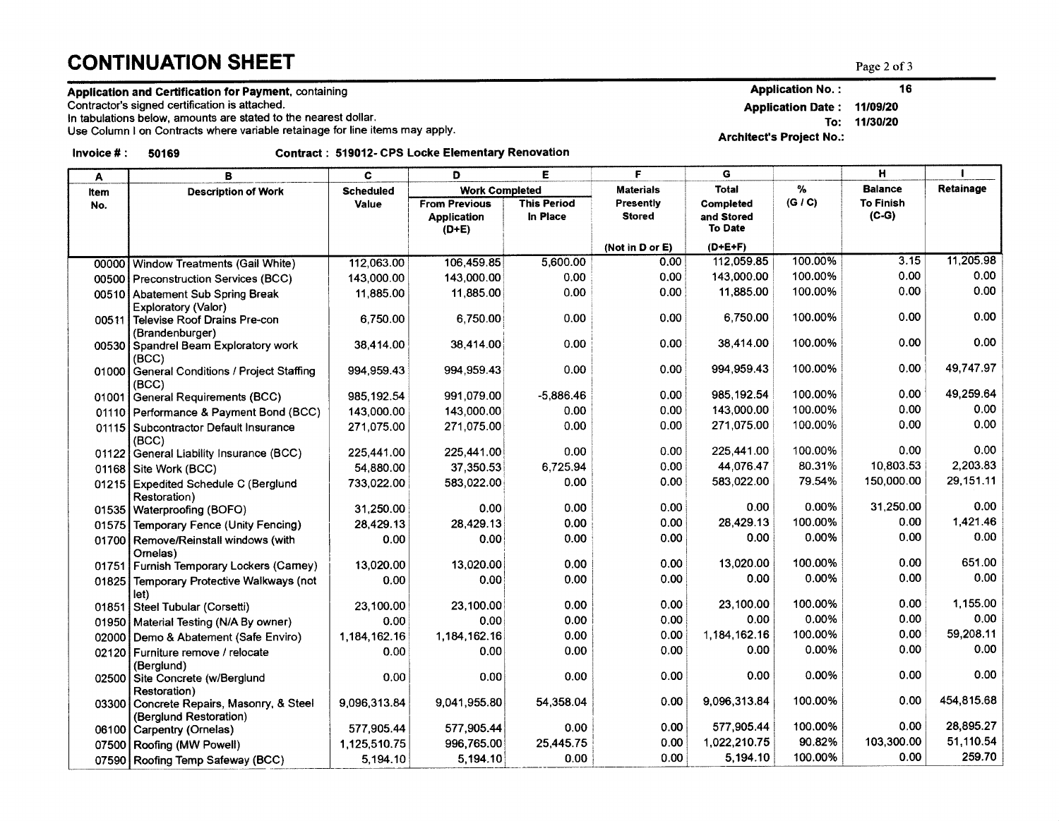# CONTINUATION SHEET

**Application and Certification for Payment**, containing
Contractor's signed certification is attached.
In tabulations below, amounts are stated to the nearest dollar.
Use Column I on Contracts where variable retainage for line items may apply.

**Application No. :** 16
**Application Date :** 11/09/20
**To:** 11/30/20
**Architect's Project No.:**

**Invoice # :** 50169 **Contract : 519012- CPS Locke Elementary Renovation**

| A | B | C | D | E | F | G | | H | I |
|---|---|---|---|---|---|---|---|---|---|
| Item No. | Description of Work | Scheduled Value | Work Completed | | Materials Presently Stored | Total Completed and Stored To Date | % (G / C) | Balance To Finish (C-G) | Retainage |
| | | | From Previous Application (D+E) | This Period In Place | (Not in D or E) | (D+E+F) | | | |
| 00000 | Window Treatments (Gail White) | 112,063.00 | 106,459.85 | 5,600.00 | 0.00 | 112,059.85 | 100.00% | 3.15 | 11,205.98 |
| 00500 | Preconstruction Services (BCC) | 143,000.00 | 143,000.00 | 0.00 | 0.00 | 143,000.00 | 100.00% | 0.00 | 0.00 |
| 00510 | Abatement Sub Spring Break Exploratory (Valor) | 11,885.00 | 11,885.00 | 0.00 | 0.00 | 11,885.00 | 100.00% | 0.00 | 0.00 |
| 00511 | Televise Roof Drains Pre-con (Brandenburger) | 6,750.00 | 6,750.00 | 0.00 | 0.00 | 6,750.00 | 100.00% | 0.00 | 0.00 |
| 00530 | Spandrel Beam Exploratory work (BCC) | 38,414.00 | 38,414.00 | 0.00 | 0.00 | 38,414.00 | 100.00% | 0.00 | 0.00 |
| 01000 | General Conditions / Project Staffing (BCC) | 994,959.43 | 994,959.43 | 0.00 | 0.00 | 994,959.43 | 100.00% | 0.00 | 49,747.97 |
| 01001 | General Requirements (BCC) | 985,192.54 | 991,079.00 | -5,886.46 | 0.00 | 985,192.54 | 100.00% | 0.00 | 49,259.64 |
| 01110 | Performance & Payment Bond (BCC) | 143,000.00 | 143,000.00 | 0.00 | 0.00 | 143,000.00 | 100.00% | 0.00 | 0.00 |
| 01115 | Subcontractor Default Insurance (BCC) | 271,075.00 | 271,075.00 | 0.00 | 0.00 | 271,075.00 | 100.00% | 0.00 | 0.00 |
| 01122 | General Liability Insurance (BCC) | 225,441.00 | 225,441.00 | 0.00 | 0.00 | 225,441.00 | 100.00% | 0.00 | 0.00 |
| 01168 | Site Work (BCC) | 54,880.00 | 37,350.53 | 6,725.94 | 0.00 | 44,076.47 | 80.31% | 10,803.53 | 2,203.83 |
| 01215 | Expedited Schedule C (Berglund Restoration) | 733,022.00 | 583,022.00 | 0.00 | 0.00 | 583,022.00 | 79.54% | 150,000.00 | 29,151.11 |
| 01535 | Waterproofing (BOFO) | 31,250.00 | 0.00 | 0.00 | 0.00 | 0.00 | 0.00% | 31,250.00 | 0.00 |
| 01575 | Temporary Fence (Unity Fencing) | 28,429.13 | 28,429.13 | 0.00 | 0.00 | 28,429.13 | 100.00% | 0.00 | 1,421.46 |
| 01700 | Remove/Reinstall windows (with Ornelas) | 0.00 | 0.00 | 0.00 | 0.00 | 0.00 | 0.00% | 0.00 | 0.00 |
| 01751 | Furnish Temporary Lockers (Carney) | 13,020.00 | 13,020.00 | 0.00 | 0.00 | 13,020.00 | 100.00% | 0.00 | 651.00 |
| 01825 | Temporary Protective Walkways (not let) | 0.00 | 0.00 | 0.00 | 0.00 | 0.00 | 0.00% | 0.00 | 0.00 |
| 01851 | Steel Tubular (Corsetti) | 23,100.00 | 23,100.00 | 0.00 | 0.00 | 23,100.00 | 100.00% | 0.00 | 1,155.00 |
| 01950 | Material Testing (N/A By owner) | 0.00 | 0.00 | 0.00 | 0.00 | 0.00 | 0.00% | 0.00 | 0.00 |
| 02000 | Demo & Abatement (Safe Enviro) | 1,184,162.16 | 1,184,162.16 | 0.00 | 0.00 | 1,184,162.16 | 100.00% | 0.00 | 59,208.11 |
| 02120 | Furniture remove / relocate (Berglund) | 0.00 | 0.00 | 0.00 | 0.00 | 0.00 | 0.00% | 0.00 | 0.00 |
| 02500 | Site Concrete (w/Berglund Restoration) | 0.00 | 0.00 | 0.00 | 0.00 | 0.00 | 0.00% | 0.00 | 0.00 |
| 03300 | Concrete Repairs, Masonry, & Steel (Berglund Restoration) | 9,096,313.84 | 9,041,955.80 | 54,358.04 | 0.00 | 9,096,313.84 | 100.00% | 0.00 | 454,815.68 |
| 06100 | Carpentry (Ornelas) | 577,905.44 | 577,905.44 | 0.00 | 0.00 | 577,905.44 | 100.00% | 0.00 | 28,895.27 |
| 07500 | Roofing (MW Powell) | 1,125,510.75 | 996,765.00 | 25,445.75 | 0.00 | 1,022,210.75 | 90.82% | 103,300.00 | 51,110.54 |
| 07590 | Roofing Temp Safeway (BCC) | 5,194.10 | 5,194.10 | 0.00 | 0.00 | 5,194.10 | 100.00% | 0.00 | 259.70 |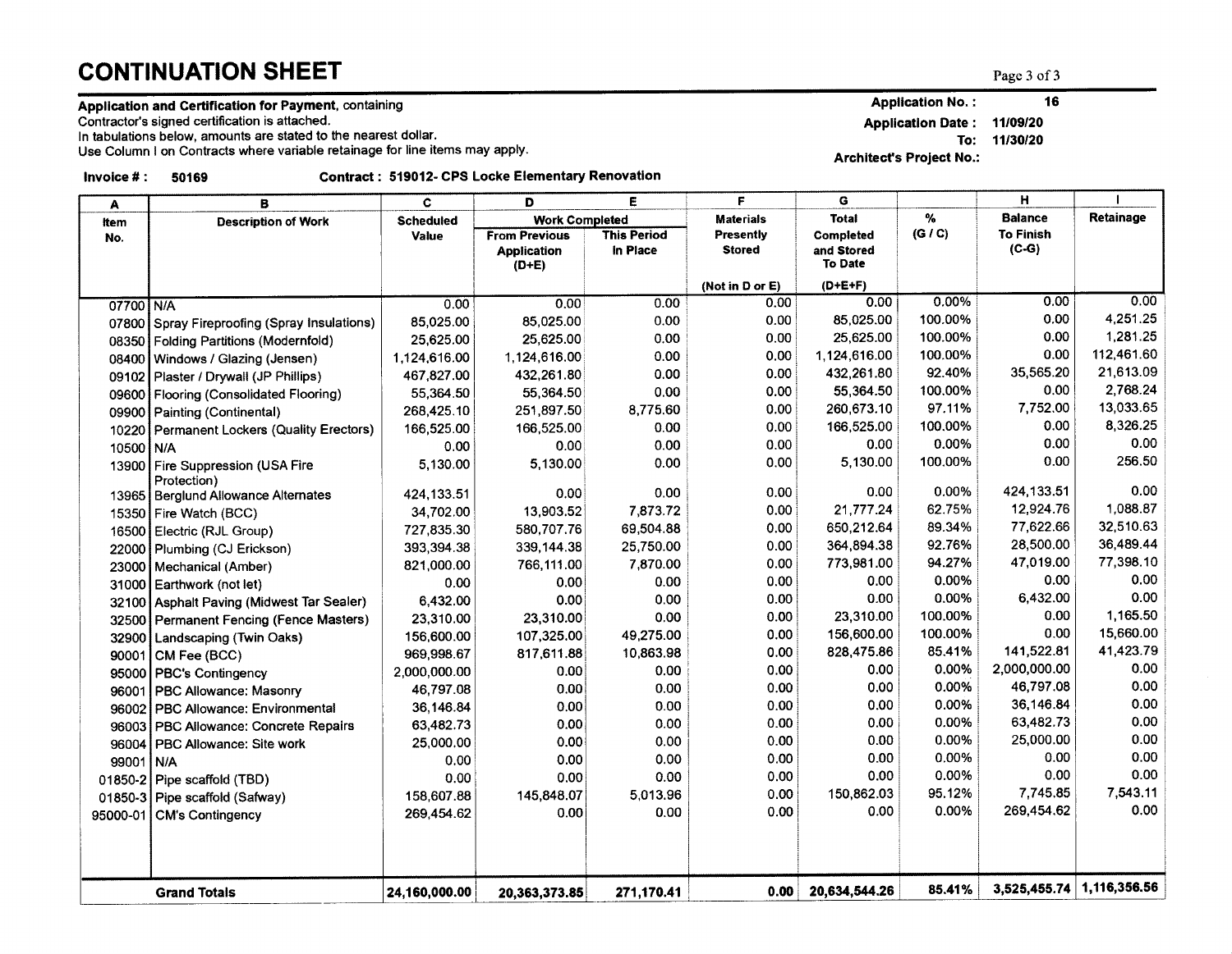# CONTINUATION SHEET

**Application and Certification for Payment**, containing
Contractor's signed certification is attached.
In tabulations below, amounts are stated to the nearest dollar.
Use Column I on Contracts where variable retainage for line items may apply.

**Application No. :** 16
**Application Date :** 11/09/20
**To:** 11/30/20
**Architect's Project No.:**

**Invoice # :** 50169  **Contract : 519012- CPS Locke Elementary Renovation**

| A | B | C | D | E | F | G | | H | I |
|---|---|---|---|---|---|---|---|---|---|
| Item No. | Description of Work | Scheduled Value | Work Completed | | Materials Presently Stored | Total Completed and Stored To Date | % (G / C) | Balance To Finish (C-G) | Retainage |
| | | | From Previous Application (D+E) | This Period In Place | (Not in D or E) | (D+E+F) | | | |
| 07700 | N/A | 0.00 | 0.00 | 0.00 | 0.00 | 0.00 | 0.00% | 0.00 | 0.00 |
| 07800 | Spray Fireproofing (Spray Insulations) | 85,025.00 | 85,025.00 | 0.00 | 0.00 | 85,025.00 | 100.00% | 0.00 | 4,251.25 |
| 08350 | Folding Partitions (Modernfold) | 25,625.00 | 25,625.00 | 0.00 | 0.00 | 25,625.00 | 100.00% | 0.00 | 1,281.25 |
| 08400 | Windows / Glazing (Jensen) | 1,124,616.00 | 1,124,616.00 | 0.00 | 0.00 | 1,124,616.00 | 100.00% | 0.00 | 112,461.60 |
| 09102 | Plaster / Drywall (JP Phillips) | 467,827.00 | 432,261.80 | 0.00 | 0.00 | 432,261.80 | 92.40% | 35,565.20 | 21,613.09 |
| 09600 | Flooring (Consolidated Flooring) | 55,364.50 | 55,364.50 | 0.00 | 0.00 | 55,364.50 | 100.00% | 0.00 | 2,768.24 |
| 09900 | Painting (Continental) | 268,425.10 | 251,897.50 | 8,775.60 | 0.00 | 260,673.10 | 97.11% | 7,752.00 | 13,033.65 |
| 10220 | Permanent Lockers (Quality Erectors) | 166,525.00 | 166,525.00 | 0.00 | 0.00 | 166,525.00 | 100.00% | 0.00 | 8,326.25 |
| 10500 | N/A | 0.00 | 0.00 | 0.00 | 0.00 | 0.00 | 0.00% | 0.00 | 0.00 |
| 13900 | Fire Suppression (USA Fire Protection) | 5,130.00 | 5,130.00 | 0.00 | 0.00 | 5,130.00 | 100.00% | 0.00 | 256.50 |
| 13965 | Berglund Allowance Alternates | 424,133.51 | 0.00 | 0.00 | 0.00 | 0.00 | 0.00% | 424,133.51 | 0.00 |
| 15350 | Fire Watch (BCC) | 34,702.00 | 13,903.52 | 7,873.72 | 0.00 | 21,777.24 | 62.75% | 12,924.76 | 1,088.87 |
| 16500 | Electric (RJL Group) | 727,835.30 | 580,707.76 | 69,504.88 | 0.00 | 650,212.64 | 89.34% | 77,622.66 | 32,510.63 |
| 22000 | Plumbing (CJ Erickson) | 393,394.38 | 339,144.38 | 25,750.00 | 0.00 | 364,894.38 | 92.76% | 28,500.00 | 36,489.44 |
| 23000 | Mechanical (Amber) | 821,000.00 | 766,111.00 | 7,870.00 | 0.00 | 773,981.00 | 94.27% | 47,019.00 | 77,398.10 |
| 31000 | Earthwork (not let) | 0.00 | 0.00 | 0.00 | 0.00 | 0.00 | 0.00% | 0.00 | 0.00 |
| 32100 | Asphalt Paving (Midwest Tar Sealer) | 6,432.00 | 0.00 | 0.00 | 0.00 | 0.00 | 0.00% | 6,432.00 | 0.00 |
| 32500 | Permanent Fencing (Fence Masters) | 23,310.00 | 23,310.00 | 0.00 | 0.00 | 23,310.00 | 100.00% | 0.00 | 1,165.50 |
| 32900 | Landscaping (Twin Oaks) | 156,600.00 | 107,325.00 | 49,275.00 | 0.00 | 156,600.00 | 100.00% | 0.00 | 15,660.00 |
| 90001 | CM Fee (BCC) | 969,998.67 | 817,611.88 | 10,863.98 | 0.00 | 828,475.86 | 85.41% | 141,522.81 | 41,423.79 |
| 95000 | PBC's Contingency | 2,000,000.00 | 0.00 | 0.00 | 0.00 | 0.00 | 0.00% | 2,000,000.00 | 0.00 |
| 96001 | PBC Allowance: Masonry | 46,797.08 | 0.00 | 0.00 | 0.00 | 0.00 | 0.00% | 46,797.08 | 0.00 |
| 96002 | PBC Allowance: Environmental | 36,146.84 | 0.00 | 0.00 | 0.00 | 0.00 | 0.00% | 36,146.84 | 0.00 |
| 96003 | PBC Allowance: Concrete Repairs | 63,482.73 | 0.00 | 0.00 | 0.00 | 0.00 | 0.00% | 63,482.73 | 0.00 |
| 96004 | PBC Allowance: Site work | 25,000.00 | 0.00 | 0.00 | 0.00 | 0.00 | 0.00% | 25,000.00 | 0.00 |
| 99001 | N/A | 0.00 | 0.00 | 0.00 | 0.00 | 0.00 | 0.00% | 0.00 | 0.00 |
| 01850-2 | Pipe scaffold (TBD) | 0.00 | 0.00 | 0.00 | 0.00 | 0.00 | 0.00% | 0.00 | 0.00 |
| 01850-3 | Pipe scaffold (Safway) | 158,607.88 | 145,848.07 | 5,013.96 | 0.00 | 150,862.03 | 95.12% | 7,745.85 | 7,543.11 |
| 95000-01 | CM's Contingency | 269,454.62 | 0.00 | 0.00 | 0.00 | 0.00 | 0.00% | 269,454.62 | 0.00 |
| | **Grand Totals** | **24,160,000.00** | **20,363,373.85** | **271,170.41** | **0.00** | **20,634,544.26** | **85.41%** | **3,525,455.74** | **1,116,356.56** |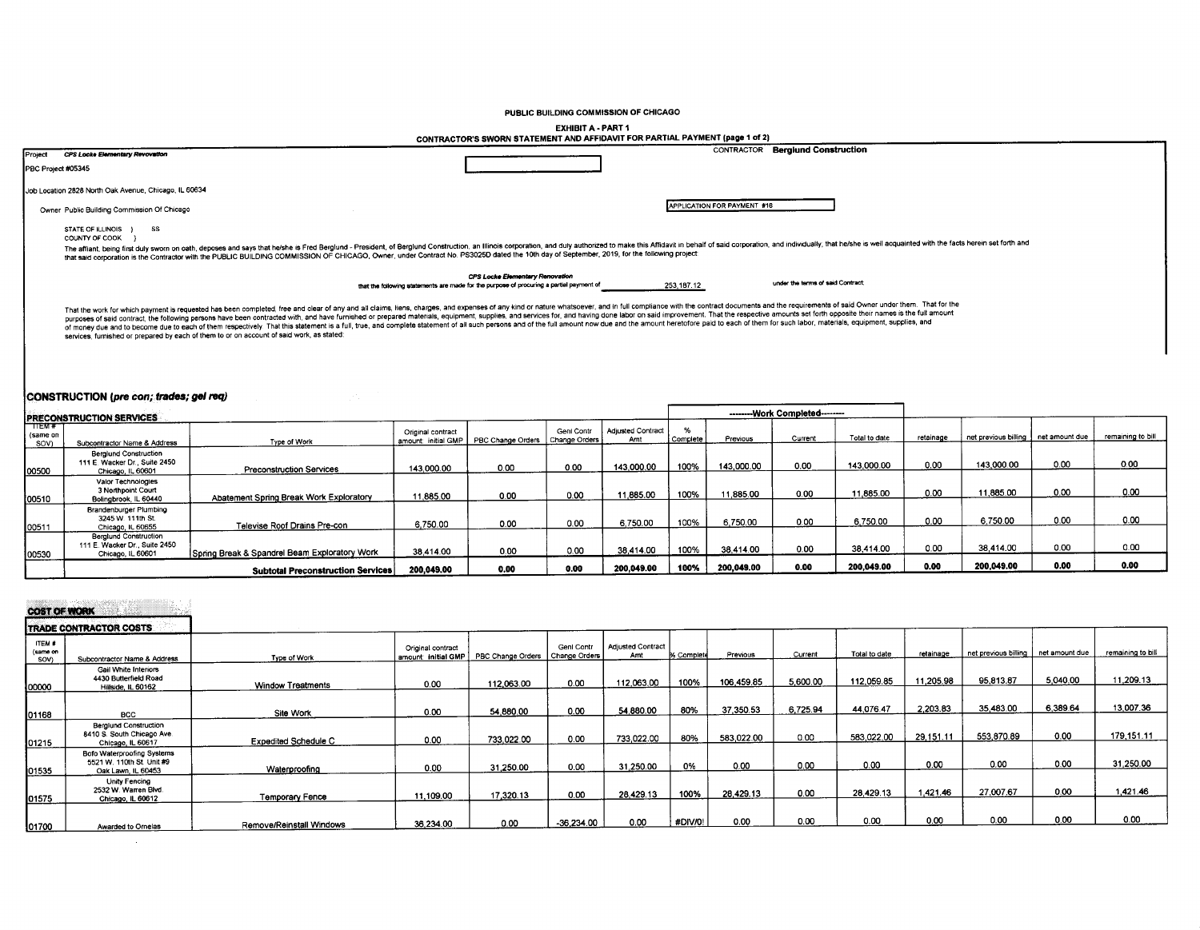PUBLIC BUILDING COMMISSION OF CHICAGO

EXHIBIT A - PART 1

CONTRACTOR'S SWORN STATEMENT AND AFFIDAVIT FOR PARTIAL PAYMENT (page 1 of 2)

Project *CPS Locke Elementary Renovation*

CONTRACTOR **Berglund Construction**

PBC Project #05345

Job Location 2828 North Oak Avenue, Chicago, IL 60634

Owner Public Building Commission Of Chicago

APPLICATION FOR PAYMENT #16

STATE OF ILLINOIS } SS
COUNTY OF COOK }

The affiant, being first duly sworn on oath, deposes and says that he/she is Fred Berglund - President, of Berglund Construction, an Illinois corporation, and duly authorized to make this Affidavit in behalf of said corporation, and individually; that he/she is well acquainted with the facts herein set forth and that said corporation is the Contractor with the PUBLIC BUILDING COMMISSION OF CHICAGO, Owner, under Contract No. PS3025D dated the 10th day of September, 2019, for the following project

*CPS Locke Elementary Renovation*

that the following statements are made for the purpose of procuring a partial payment of 253,187.12 under the terms of said Contract.

That the work for which payment is requested has been completed, free and clear of any and all claims, liens, charges, and expenses of any kind or nature whatsoever, and in full compliance with the contract documents and the requirements of said Owner under them. That for the purposes of said contract, the following persons have been contracted with, and have furnished or prepared materials, equipment, supplies, and services for, and having done labor on said improvement. That the respective amounts set forth opposite their names is the full amount of money due and to become due to each of them respectively. That this statement is a full, true, and complete statement of all such persons and of the full amount now due and the amount heretofore paid to each of them for such labor, materials, equipment, supplies, and services, furnished or prepared by each of them to or on account of said work, as stated:

## CONSTRUCTION (*pre con; trades; gel req*)

### PRECONSTRUCTION SERVICES

| | | | | | | | | --------Work Completed-------- | | | | | | |
|---|---|---|---|---|---|---|---|---|---|---|---|---|---|---|
| ITEM # (same on SOV) | Subcontractor Name & Address | Type of Work | Original contract amount initial GMP | PBC Change Orders | Genl Contr Change Orders | Adjusted Contract Amt | % Complete | Previous | Current | Total to date | retainage | net previous billing | net amount due | remaining to bill |
| 00500 | Berglund Construction 111 E. Wacker Dr., Suite 2450 Chicago, IL 60601 | Preconstruction Services | 143,000.00 | 0.00 | 0.00 | 143,000.00 | 100% | 143,000.00 | 0.00 | 143,000.00 | 0.00 | 143,000.00 | 0.00 | 0.00 |
| 00510 | Valor Technologies 3 Northpoint Court Bolingbrook, IL 60440 | Abatement Spring Break Work Exploratory | 11,885.00 | 0.00 | 0.00 | 11,885.00 | 100% | 11,885.00 | 0.00 | 11,885.00 | 0.00 | 11,885.00 | 0.00 | 0.00 |
| 00511 | Brandenburger Plumbing 3245 W. 111th St. Chicago, IL 60655 | Televise Roof Drains Pre-con | 6,750.00 | 0.00 | 0.00 | 6,750.00 | 100% | 6,750.00 | 0.00 | 6,750.00 | 0.00 | 6,750.00 | 0.00 | 0.00 |
| 00530 | Berglund Construction 111 E. Wacker Dr., Suite 2450 Chicago, IL 60601 | Spring Break & Spandrel Beam Exploratory Work | 38,414.00 | 0.00 | 0.00 | 38,414.00 | 100% | 38,414.00 | 0.00 | 38,414.00 | 0.00 | 38,414.00 | 0.00 | 0.00 |
| | | **Subtotal Preconstruction Services** | **200,049.00** | **0.00** | **0.00** | **200,049.00** | **100%** | **200,049.00** | **0.00** | **200,049.00** | **0.00** | **200,049.00** | **0.00** | **0.00** |

## COST OF WORK

### TRADE CONTRACTOR COSTS

| ITEM # (same on SOV) | Subcontractor Name & Address | Type of Work | Original contract amount Initial GMP | PBC Change Orders | Genl Contr Change Orders | Adjusted Contract Amt | % Complete | Previous | Current | Total to date | retainage | net previous billing | net amount due | remaining to bill |
|---|---|---|---|---|---|---|---|---|---|---|---|---|---|---|
| 00000 | Gail White Interiors 4430 Butterfield Road Hillside, IL 60162 | Window Treatments | 0.00 | 112,063.00 | 0.00 | 112,063.00 | 100% | 106,459.85 | 5,600.00 | 112,059.85 | 11,205.98 | 95,813.87 | 5,040.00 | 11,209.13 |
| 01168 | BCC | Site Work | 0.00 | 54,880.00 | 0.00 | 54,880.00 | 80% | 37,350.53 | 6,725.94 | 44,076.47 | 2,203.83 | 35,483.00 | 6,389.64 | 13,007.36 |
| 01215 | Berglund Construction 8410 S. South Chicago Ave. Chicago, IL 60617 | Expedited Schedule C | 0.00 | 733,022.00 | 0.00 | 733,022.00 | 80% | 583,022.00 | 0.00 | 583,022.00 | 29,151.11 | 553,870.89 | 0.00 | 179,151.11 |
| 01535 | Bofo Waterproofing Systems 5521 W. 110th St. Unit #9 Oak Lawn, IL 60453 | Waterproofing | 0.00 | 31,250.00 | 0.00 | 31,250.00 | 0% | 0.00 | 0.00 | 0.00 | 0.00 | 0.00 | 0.00 | 31,250.00 |
| 01575 | Unity Fencing 2532 W. Warren Blvd. Chicago, IL 60612 | Temporary Fence | 11,109.00 | 17,320.13 | 0.00 | 28,429.13 | 100% | 28,429.13 | 0.00 | 28,429.13 | 1,421.46 | 27,007.67 | 0.00 | 1,421.46 |
| 01700 | Awarded to Ornelas | Remove/Reinstall Windows | 36,234.00 | 0.00 | -36,234.00 | 0.00 | #DIV/0! | 0.00 | 0.00 | 0.00 | 0.00 | 0.00 | 0.00 | 0.00 |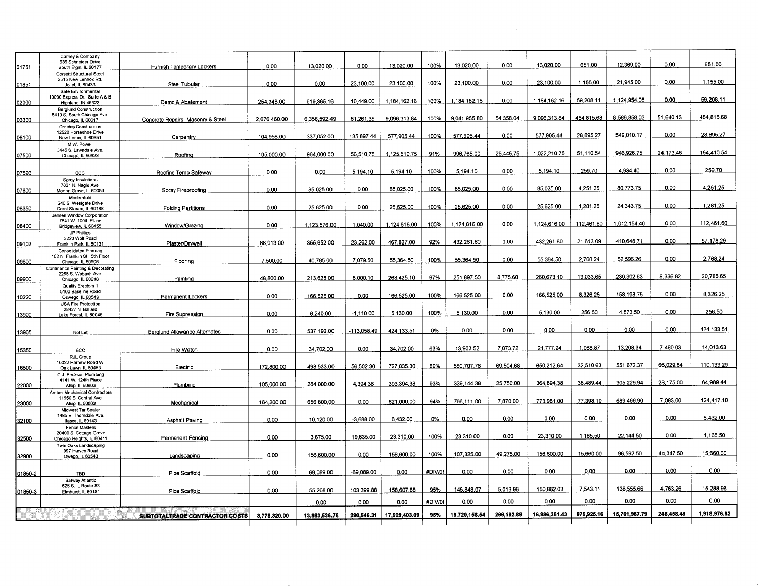| | | | | | | | | | | | | | | |
|---|---|---|---|---|---|---|---|---|---|---|---|---|---|---|
| 01751 | Carney & Company 636 Schneider Drive South Elgin, IL 60177 | Furnish Temporary Lockers | 0.00 | 13,020.00 | 0.00 | 13,020.00 | 100% | 13,020.00 | 0.00 | 13,020.00 | 651.00 | 12,369.00 | 0.00 | 651.00 |
| 01851 | Corsetti Structural Steel 2515 New Lennox Rd. Joliet, IL 60433 | Steel Tubular | 0.00 | 0.00 | 23,100.00 | 23,100.00 | 100% | 23,100.00 | 0.00 | 23,100.00 | 1,155.00 | 21,945.00 | 0.00 | 1,155.00 |
| 02000 | Safe Environmental 10030 Express Dr., Suite A & B Highland, IN 46323 | Demo & Abatement | 254,348.00 | 919,365.16 | 10,449.00 | 1,184,162.16 | 100% | 1,184,162.16 | 0.00 | 1,184,162.16 | 59,208.11 | 1,124,954.05 | 0.00 | 59,208.11 |
| 03300 | Berglund Construction 8410 S. South Chicago Ave. Chicago, IL 60617 | Concrete Repairs, Masonry & Steel | 2,676,460.00 | 6,358,592.49 | 61,261.35 | 9,096,313.84 | 100% | 9,041,955.80 | 54,358.04 | 9,096,313.84 | 454,815.68 | 8,589,858.03 | 51,640.13 | 454,815.68 |
| 06100 | Ornelas Construction 12520 Horseshoe Drive New Lenox, IL 60451 | Carpentry | 104,956.00 | 337,052.00 | 135,897.44 | 577,905.44 | 100% | 577,905.44 | 0.00 | 577,905.44 | 28,895.27 | 549,010.17 | 0.00 | 28,895.27 |
| 07500 | M.W. Powell 3445 S. Lawndale Ave. Chicago, IL 60623 | Roofing | 105,000.00 | 964,000.00 | 56,510.75 | 1,125,510.75 | 91% | 996,765.00 | 25,445.75 | 1,022,210.75 | 51,110.54 | 946,926.75 | 24,173.46 | 154,410.54 |
| 07590 | BCC | Roofing Temp Safeway | 0.00 | 0.00 | 5,194.10 | 5,194.10 | 100% | 5,194.10 | 0.00 | 5,194.10 | 259.70 | 4,934.40 | 0.00 | 259.70 |
| 07800 | Spray Insulations 7831 N. Nagle Ave. Morton Grove, IL 60053 | Spray Fireproofing | 0.00 | 85,025.00 | 0.00 | 85,025.00 | 100% | 85,025.00 | 0.00 | 85,025.00 | 4,251.25 | 80,773.75 | 0.00 | 4,251.25 |
| 08350 | Modernfold 240 S. Westgate Drive Carol Stream, IL 60188 | Folding Partitions | 0.00 | 25,625.00 | 0.00 | 25,625.00 | 100% | 25,625.00 | 0.00 | 25,625.00 | 1,281.25 | 24,343.75 | 0.00 | 1,281.25 |
| 08400 | Jensen Window Corporation 7641 W. 100th Place Bridgeview, IL 60455 | Window/Glazing | 0.00 | 1,123,576.00 | 1,040.00 | 1,124,616.00 | 100% | 1,124,616.00 | 0.00 | 1,124,616.00 | 112,461.60 | 1,012,154.40 | 0.00 | 112,461.60 |
| 09102 | JP Phillips 3220 Wolf Road Franklin Park, IL 60131 | Plaster/Drywall | 88,913.00 | 355,652.00 | 23,262.00 | 467,827.00 | 92% | 432,261.80 | 0.00 | 432,261.80 | 21,613.09 | 410,648.71 | 0.00 | 57,178.29 |
| 09600 | Consolidated Flooring 162 N. Franklin St., 5th Floor Chicago, IL 60606 | Flooring | 7,500.00 | 40,785.00 | 7,079.50 | 55,364.50 | 100% | 55,364.50 | 0.00 | 55,364.50 | 2,768.24 | 52,596.26 | 0.00 | 2,768.24 |
| 09900 | Continental Painting & Decorating 2255 S. Wabash Ave. Chicago, IL 60616 | Painting | 48,800.00 | 213,625.00 | 6,000.10 | 268,425.10 | 97% | 251,897.50 | 8,775.60 | 260,673.10 | 13,033.65 | 239,302.63 | 8,336.82 | 20,785.65 |
| 10220 | Quality Erectors 1 5100 Baseline Road Oswego, IL 60543 | Permanent Lockers | 0.00 | 166,525.00 | 0.00 | 166,525.00 | 100% | 166,525.00 | 0.00 | 166,525.00 | 8,326.25 | 158,198.75 | 0.00 | 8,326.25 |
| 13900 | USA Fire Protection 28427 N. Ballard Lake Forest, IL 60045 | Fire Supression | 0.00 | 6,240.00 | -1,110.00 | 5,130.00 | 100% | 5,130.00 | 0.00 | 5,130.00 | 256.50 | 4,873.50 | 0.00 | 256.50 |
| 13965 | Not Let | Berglund Allowance Alternates | 0.00 | 537,192.00 | -113,058.49 | 424,133.51 | 0% | 0.00 | 0.00 | 0.00 | 0.00 | 0.00 | 0.00 | 424,133.51 |
| 15350 | BCC | Fire Watch | 0.00 | 34,702.00 | 0.00 | 34,702.00 | 63% | 13,903.52 | 7,873.72 | 21,777.24 | 1,088.87 | 13,208.34 | 7,480.03 | 14,013.63 |
| 16500 | RJL Group 10022 Harnew Road W. Oak Lawn, IL 60453 | Electric | 172,800.00 | 498,533.00 | 56,502.30 | 727,835.30 | 89% | 580,707.76 | 69,504.88 | 650,212.64 | 32,510.63 | 551,672.37 | 66,029.64 | 110,133.29 |
| 22000 | C.J. Erickson Plumbing 4141 W. 124th Place Alsip, IL 60803 | Plumbing | 105,000.00 | 284,000.00 | 4,394.38 | 393,394.38 | 93% | 339,144.38 | 25,750.00 | 364,894.38 | 36,489.44 | 305,229.94 | 23,175.00 | 64,989.44 |
| 23000 | Amber Mechanical Contractors 11950 S. Central Ave. Alsip, IL 60803 | Mechanical | 164,200.00 | 656,800.00 | 0.00 | 821,000.00 | 94% | 766,111.00 | 7,870.00 | 773,981.00 | 77,398.10 | 689,499.90 | 7,083.00 | 124,417.10 |
| 32100 | Midwest Tar Sealer 1485 E. Thorndale Ave. Itasca, IL 60143 | Asphalt Paving | 0.00 | 10,120.00 | -3,688.00 | 6,432.00 | 0% | 0.00 | 0.00 | 0.00 | 0.00 | 0.00 | 0.00 | 6,432.00 |
| 32500 | Fence Masters 20400 S. Cottage Grove Chicago Heights, IL 60411 | Permanent Fencing | 0.00 | 3,675.00 | 19,635.00 | 23,310.00 | 100% | 23,310.00 | 0.00 | 23,310.00 | 1,165.50 | 22,144.50 | 0.00 | 1,165.50 |
| 32900 | Twin Oaks Landscaping 997 Harvey Road Owego, IL 60543 | Landscaping | 0.00 | 156,600.00 | 0.00 | 156,600.00 | 100% | 107,325.00 | 49,275.00 | 156,600.00 | 15,660.00 | 96,592.50 | 44,347.50 | 15,660.00 |
| 01850-2 | TBD | Pipe Scaffold | 0.00 | 69,089.00 | -69,089.00 | 0.00 | #DIV/0! | 0.00 | 0.00 | 0.00 | 0.00 | 0.00 | 0.00 | 0.00 |
| 01850-3 | Safway Atlantic 625 S. IL Route 83 Elmhurst, IL 60181 | Pipe Scaffold | 0.00 | 55,208.00 | 103,399.88 | 158,607.88 | 95% | 145,848.07 | 5,013.96 | 150,862.03 | 7,543.11 | 138,555.66 | 4,763.26 | 15,288.96 |
| | | | | 0.00 | 0.00 | 0.00 | #DIV/0! | 0.00 | 0.00 | 0.00 | 0.00 | 0.00 | 0.00 | 0.00 |
| | | **SUBTOTAL TRADE CONTRACTOR COSTS** | **3,775,320.00** | **13,863,536.78** | **290,546.31** | **17,929,403.09** | **95%** | **16,720,158.54** | **266,192.89** | **16,986,351.43** | **975,925.16** | **15,761,967.79** | **248,458.48** | **1,918,976.82** |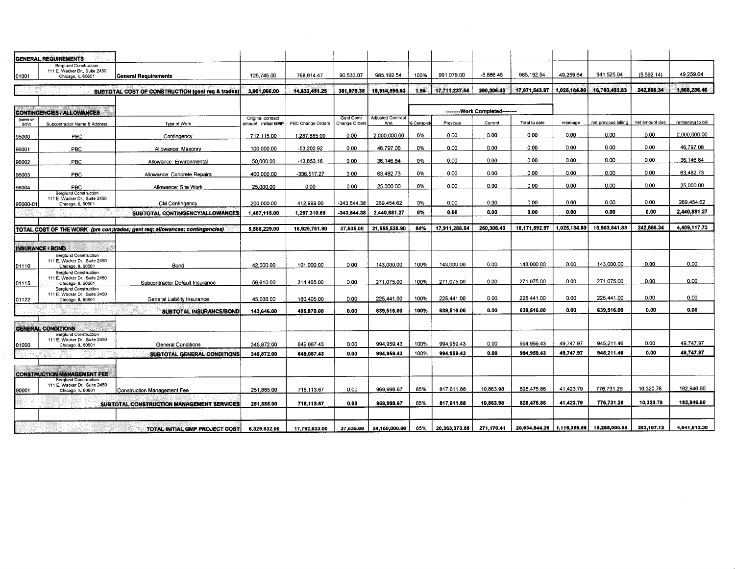| GENERAL REQUIREMENTS | | | | | | | | | | | | | |
|---|---|---|---|---|---|---|---|---|---|---|---|---|---|
| 01001 | Berglund Construction 111 E. Wacker Dr., Suite 2450 Chicago, IL 60601 | General Requirements | 125,745.00 | 768,914.47 | 90,533.07 | 985,192.54 | 100% | 991,079.00 | -5,886.46 | 985,192.54 | 49,259.64 | 941,525.04 | (5,592.14) | 49,259.64 |
| | | **SUBTOTAL COST OF CONSTRUCTION (genl req & trades)** | **3,901,065.00** | **14,632,451.25** | **381,079.38** | **18,914,595.63** | **1.95** | **17,711,237.54** | **260,306.43** | **17,971,543.97** | **1,025,184.80** | **16,703,492.83** | **242,866.34** | **1,968,236.46** |

| CONTINGENCIES / ALLOWANCES | | | | | | | | Work Completed | | | | | |
|---|---|---|---|---|---|---|---|---|---|---|---|---|---|
| (same on SOV) | Subcontractor Name & Address | Type of Work | Original contract amount: Initial GMP | PBC Change Orders | Genl Contr Change Orders | Adjusted Contract Amt | % Complete | Previous | Current | Total to date | retainage | net previous billing | net amount due | remaining to bill |
| 95000 | PBC | Contingency | 712,115.00 | 1,287,885.00 | 0.00 | 2,000,000.00 | 0% | 0.00 | 0.00 | 0.00 | 0.00 | 0.00 | 0.00 | 2,000,000.00 |
| 96001 | PBC | Allowance: Masonry | 100,000.00 | -53,202.92 | 0.00 | 46,797.08 | 0% | 0.00 | 0.00 | 0.00 | 0.00 | 0.00 | 0.00 | 46,797.08 |
| 96002 | PBC | Allowance: Environmental | 50,000.00 | -13,853.16 | 0.00 | 36,146.84 | 0% | 0.00 | 0.00 | 0.00 | 0.00 | 0.00 | 0.00 | 36,146.84 |
| 96003 | PBC | Allowance: Concrete Repairs | 400,000.00 | -336,517.27 | 0.00 | 63,482.73 | 0% | 0.00 | 0.00 | 0.00 | 0.00 | 0.00 | 0.00 | 63,482.73 |
| 96004 | PBC | Allowance: Site Work | 25,000.00 | 0.00 | 0.00 | 25,000.00 | 0% | 0.00 | 0.00 | 0.00 | 0.00 | 0.00 | 0.00 | 25,000.00 |
| 95000-01 | Berglund Construction 111 E. Wacker Dr., Suite 2450 Chicago, IL 60601 | CM Contingency | 200,000.00 | 412,999.00 | -343,544.38 | 269,454.62 | 0% | 0.00 | 0.00 | 0.00 | 0.00 | 0.00 | 0.00 | 269,454.62 |
| | | **SUBTOTAL CONTINGENCY/ALLOWANCES** | **1,487,115.00** | **1,297,310.65** | **-343,544.38** | **2,440,881.27** | **0%** | **0.00** | **0.00** | **0.00** | **0.00** | **0.00** | **0.00** | **2,440,881.27** |
| **TOTAL COST OF THE WORK** *(pre con;trades; genl req; allowances; contingencies)* | | | **5,588,229.00** | **15,929,761.90** | **37,535.00** | **21,555,525.90** | **84%** | **17,911,286.54** | **260,306.43** | **18,171,592.97** | **1,025,184.80** | **16,903,541.83** | **242,866.34** | **4,409,117.73** |

| INSURANCE / BOND | | | | | | | | | | | | | |
|---|---|---|---|---|---|---|---|---|---|---|---|---|---|
| 01110 | Berglund Construction 111 E. Wacker Dr., Suite 2450 Chicago, IL 60601 | Bond | 42,000.00 | 101,000.00 | 0.00 | 143,000.00 | 100% | 143,000.00 | 0.00 | 143,000.00 | 0.00 | 143,000.00 | 0.00 | 0.00 |
| 01115 | Berglund Construction 111 E. Wacker Dr., Suite 2450 Chicago, IL 60601 | Subcontractor Default Insurance | 56,610.00 | 214,465.00 | 0.00 | 271,075.00 | 100% | 271,075.00 | 0.00 | 271,075.00 | 0.00 | 271,075.00 | 0.00 | 0.00 |
| 01122 | Berglund Construction 111 E. Wacker Dr., Suite 2450 Chicago, IL 60601 | General Liability Insurance | 45,036.00 | 180,405.00 | 0.00 | 225,441.00 | 100% | 225,441.00 | 0.00 | 225,441.00 | 0.00 | 225,441.00 | 0.00 | 0.00 |
| | | **SUBTOTAL INSURANCE/BOND** | **143,646.00** | **495,870.00** | **0.00** | **639,516.00** | **100%** | **639,516.00** | **0.00** | **639,516.00** | **0.00** | **639,516.00** | **0.00** | **0.00** |
| **GENERAL CONDITIONS** | | | | | | | | | | | | | |
| 01000 | Berglund Construction 111 E. Wacker Dr., Suite 2450 Chicago, IL 60601 | General Conditions | 345,872.00 | 649,087.43 | 0.00 | 994,959.43 | 100% | 994,959.43 | 0.00 | 994,959.43 | 49,747.97 | 945,211.46 | 0.00 | 49,747.97 |
| | | **SUBTOTAL GENERAL CONDITIONS** | **345,872.00** | **649,087.43** | **0.00** | **994,959.43** | **100%** | **994,959.43** | **0.00** | **994,959.43** | **49,747.97** | **945,211.46** | **0.00** | **49,747.97** |
| **CONSTRUCTION MANAGEMENT FEE** | | | | | | | | | | | | | |
| 90001 | Berglund Construction 111 E. Wacker Dr., Suite 2450 Chicago, IL 60601 | Construction Management Fee | 251,885.00 | 718,113.67 | 0.00 | 969,998.67 | 85% | 817,611.88 | 10,863.98 | 828,475.86 | 41,423.79 | 776,731.29 | 10,320.78 | 182,946.60 |
| | | **SUBTOTAL CONSTRUCTION MANAGEMENT SERVICES** | **251,885.00** | **718,113.67** | **0.00** | **969,998.67** | **85%** | **817,611.88** | **10,863.98** | **828,475.86** | **41,423.79** | **776,731.29** | **10,320.78** | **182,946.60** |
| | | **TOTAL INITIAL GMP PROJECT COST** | **6,329,632.00** | **17,792,833.00** | **37,535.00** | **24,160,000.00** | **85%** | **20,363,373.85** | **271,170.41** | **20,634,544.26** | **1,116,356.56** | **19,265,000.58** | **253,187.12** | **4,641,812.30** |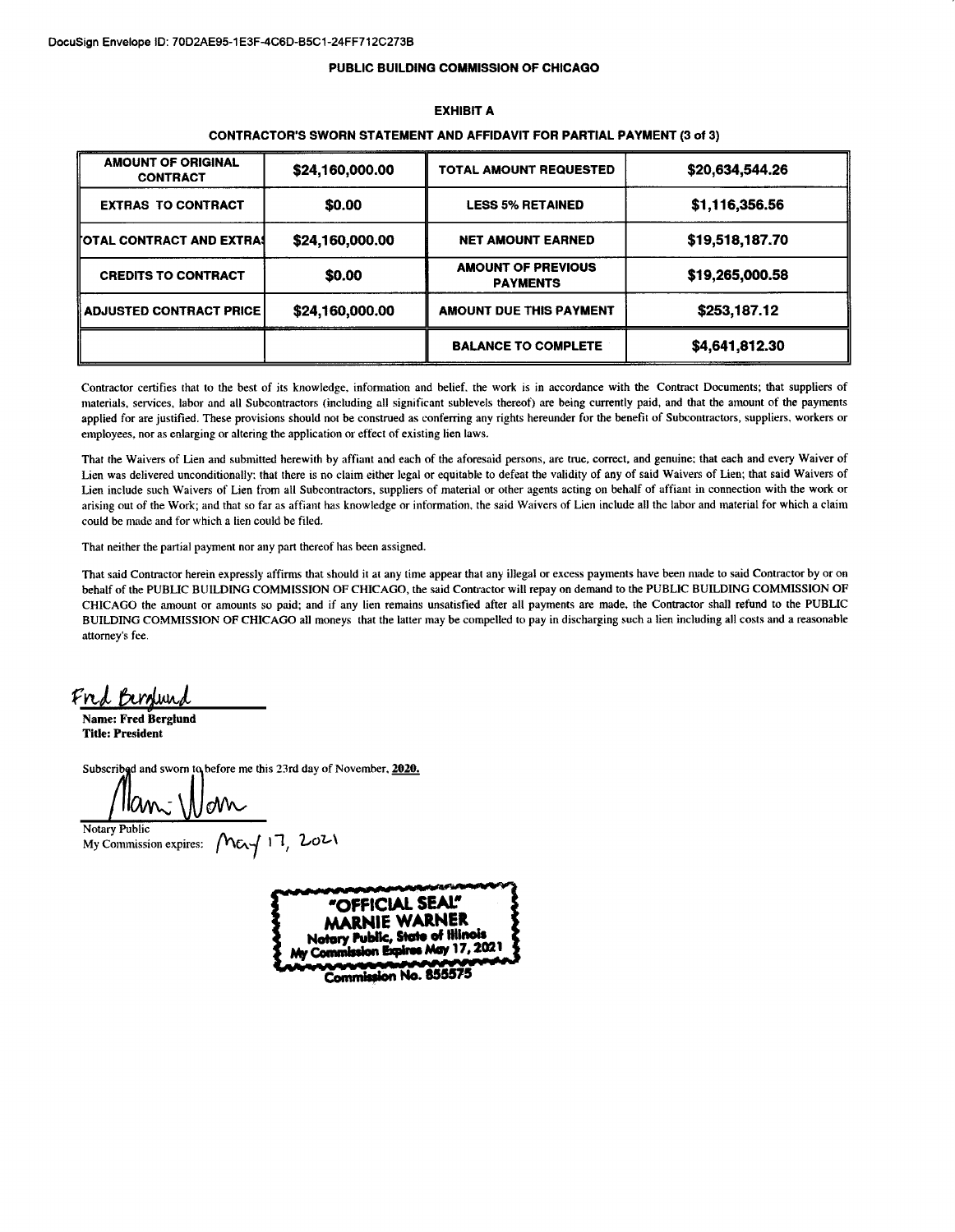DocuSign Envelope ID: 70D2AE95-1E3F-4C6D-B5C1-24FF712C273B

**PUBLIC BUILDING COMMISSION OF CHICAGO**

**EXHIBIT A**

**CONTRACTOR'S SWORN STATEMENT AND AFFIDAVIT FOR PARTIAL PAYMENT (3 of 3)**

| | | | |
|---|---|---|---|
| **AMOUNT OF ORIGINAL CONTRACT** | **$24,160,000.00** | **TOTAL AMOUNT REQUESTED** | **$20,634,544.26** |
| **EXTRAS TO CONTRACT** | **$0.00** | **LESS 5% RETAINED** | **$1,116,356.56** |
| **TOTAL CONTRACT AND EXTRAS** | **$24,160,000.00** | **NET AMOUNT EARNED** | **$19,518,187.70** |
| **CREDITS TO CONTRACT** | **$0.00** | **AMOUNT OF PREVIOUS PAYMENTS** | **$19,265,000.58** |
| **ADJUSTED CONTRACT PRICE** | **$24,160,000.00** | **AMOUNT DUE THIS PAYMENT** | **$253,187.12** |
| | | **BALANCE TO COMPLETE** | **$4,641,812.30** |

Contractor certifies that to the best of its knowledge, information and belief, the work is in accordance with the Contract Documents; that suppliers of materials, services, labor and all Subcontractors (including all significant sublevels thereof) are being currently paid, and that the amount of the payments applied for are justified. These provisions should not be construed as conferring any rights hereunder for the benefit of Subcontractors, suppliers, workers or employees, nor as enlarging or altering the application or effect of existing lien laws.

That the Waivers of Lien and submitted herewith by affiant and each of the aforesaid persons, are true, correct, and genuine; that each and every Waiver of Lien was delivered unconditionally; that there is no claim either legal or equitable to defeat the validity of any of said Waivers of Lien; that said Waivers of Lien include such Waivers of Lien from all Subcontractors, suppliers of material or other agents acting on behalf of affiant in connection with the work or arising out of the Work; and that so far as affiant has knowledge or information, the said Waivers of Lien include all the labor and material for which a claim could be made and for which a lien could be filed.

That neither the partial payment nor any part thereof has been assigned.

That said Contractor herein expressly affirms that should it at any time appear that any illegal or excess payments have been made to said Contractor by or on behalf of the PUBLIC BUILDING COMMISSION OF CHICAGO, the said Contractor will repay on demand to the PUBLIC BUILDING COMMISSION OF CHICAGO the amount or amounts so paid; and if any lien remains unsatisfied after all payments are made, the Contractor shall refund to the PUBLIC BUILDING COMMISSION OF CHICAGO all moneys that the latter may be compelled to pay in discharging such a lien including all costs and a reasonable attorney's fee.

Fred Berglund

**Name: Fred Berglund**
**Title: President**

Subscribed and sworn to before me this 23rd day of November, **2020.**

Marni Warn

Notary Public
My Commission expires: May 17, 2021

"OFFICIAL SEAL"
MARNIE WARNER
Notary Public, State of Illinois
My Commission Expires May 17, 2021
Commission No. 855575